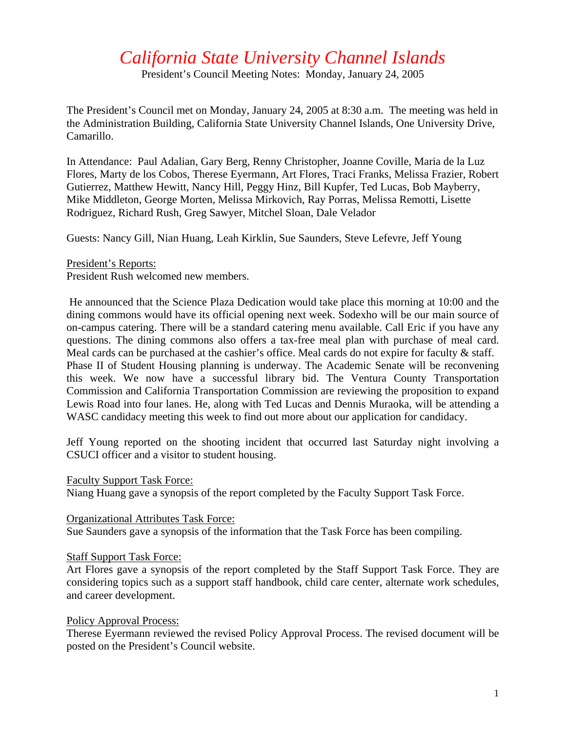# *California State University Channel Islands*

President's Council Meeting Notes: Monday, January 24, 2005

The President's Council met on Monday, January 24, 2005 at 8:30 a.m. The meeting was held in the Administration Building, California State University Channel Islands, One University Drive, Camarillo.

In Attendance: Paul Adalian, Gary Berg, Renny Christopher, Joanne Coville, Maria de la Luz Flores, Marty de los Cobos, Therese Eyermann, Art Flores, Traci Franks, Melissa Frazier, Robert Gutierrez, Matthew Hewitt, Nancy Hill, Peggy Hinz, Bill Kupfer, Ted Lucas, Bob Mayberry, Mike Middleton, George Morten, Melissa Mirkovich, Ray Porras, Melissa Remotti, Lisette Rodriguez, Richard Rush, Greg Sawyer, Mitchel Sloan, Dale Velador

Guests: Nancy Gill, Nian Huang, Leah Kirklin, Sue Saunders, Steve Lefevre, Jeff Young

<u>President's Reports:</u>

President Rush welcomed new members.

He announced that the Science Plaza Dedication would take place this morning at 10:00 and the dining commons would have its official opening next week. Sodexho will be our main source of on-campus catering. There will be a standard catering menu available. Call Eric if you have any questions. The dining commons also offers a tax-free meal plan with purchase of meal card. Meal cards can be purchased at the cashier's office. Meal cards do not expire for faculty & staff. Phase II of Student Housing planning is underway. The Academic Senate will be reconvening this week. We now have a successful library bid. The Ventura County Transportation Commission and California Transportation Commission are reviewing the proposition to expand Lewis Road into four lanes. He, along with Ted Lucas and Dennis Muraoka, will be attending a WASC candidacy meeting this week to find out more about our application for candidacy.

Jeff Young reported on the shooting incident that occurred last Saturday night involving a CSUCI officer and a visitor to student housing.

<u>Faculty Support Task Force:</u>

Niang Huang gave a synopsis of the report completed by the Faculty Support Task Force.

<u>Organizational Attributes Task Force:</u>

Sue Saunders gave a synopsis of the information that the Task Force has been compiling.

<u>Staff Support Task Force:</u>

Art Flores gave a synopsis of the report completed by the Staff Support Task Force. They are considering topics such as a support staff handbook, child care center, alternate work schedules, and career development.

<u>Policy Approval Process:</u>

Therese Eyermann reviewed the revised Policy Approval Process. The revised document will be posted on the President's Council website.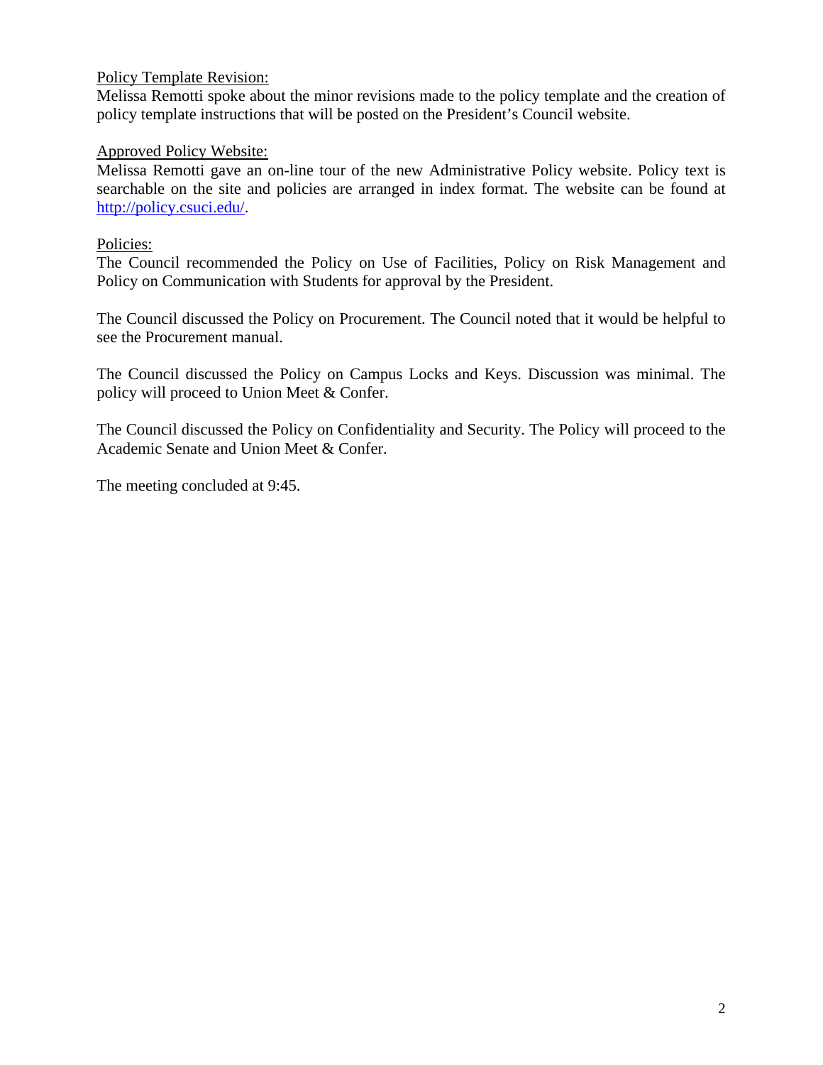Policy Template Revision:

Melissa Remotti spoke about the minor revisions made to the policy template and the creation of policy template instructions that will be posted on the President's Council website.

Approved Policy Website:

Melissa Remotti gave an on-line tour of the new Administrative Policy website. Policy text is searchable on the site and policies are arranged in index format. The website can be found at [http://policy.csuci.edu/](http://policy.csuci.edu/).

Policies:

The Council recommended the Policy on Use of Facilities, Policy on Risk Management and Policy on Communication with Students for approval by the President.

The Council discussed the Policy on Procurement. The Council noted that it would be helpful to see the Procurement manual.

The Council discussed the Policy on Campus Locks and Keys. Discussion was minimal. The policy will proceed to Union Meet & Confer.

The Council discussed the Policy on Confidentiality and Security. The Policy will proceed to the Academic Senate and Union Meet & Confer.

The meeting concluded at 9:45.